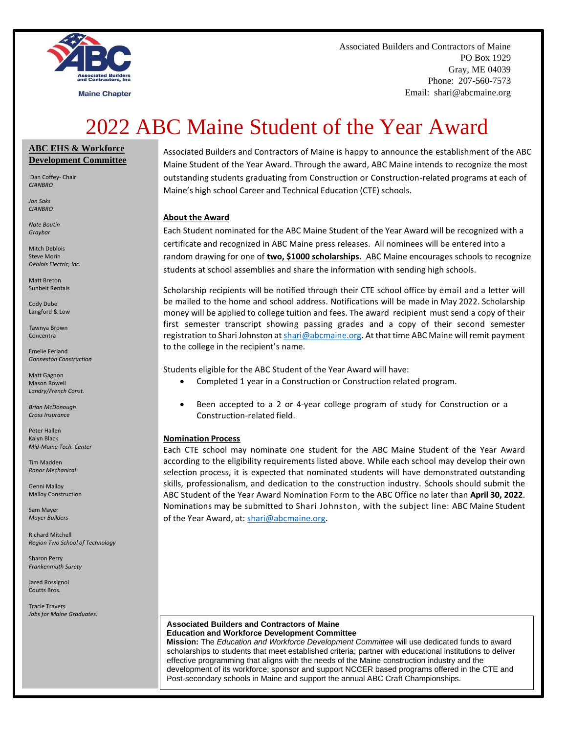Associated Builders and Contractors of Maine
PO Box 1929
Gray, ME 04039
Phone: 207-560-7573
Email: shari@abcmaine.org

# 2022 ABC Maine Student of the Year Award

Associated Builders and Contractors of Maine is happy to announce the establishment of the ABC Maine Student of the Year Award. Through the award, ABC Maine intends to recognize the most outstanding students graduating from Construction or Construction-related programs at each of Maine's high school Career and Technical Education (CTE) schools.

## About the Award

Each Student nominated for the ABC Maine Student of the Year Award will be recognized with a certificate and recognized in ABC Maine press releases. All nominees will be entered into a random drawing for one of **two, $1000 scholarships.** ABC Maine encourages schools to recognize students at school assemblies and share the information with sending high schools.

Scholarship recipients will be notified through their CTE school office by email and a letter will be mailed to the home and school address. Notifications will be made in May 2022. Scholarship money will be applied to college tuition and fees. The award recipient must send a copy of their first semester transcript showing passing grades and a copy of their second semester registration to Shari Johnston at shari@abcmaine.org. At that time ABC Maine will remit payment to the college in the recipient's name.

Students eligible for the ABC Student of the Year Award will have:

- Completed 1 year in a Construction or Construction related program.
- Been accepted to a 2 or 4-year college program of study for Construction or a Construction-related field.

## Nomination Process

Each CTE school may nominate one student for the ABC Maine Student of the Year Award according to the eligibility requirements listed above. While each school may develop their own selection process, it is expected that nominated students will have demonstrated outstanding skills, professionalism, and dedication to the construction industry. Schools should submit the ABC Student of the Year Award Nomination Form to the ABC Office no later than **April 30, 2022**. Nominations may be submitted to Shari Johnston, with the subject line: ABC Maine Student of the Year Award, at: shari@abcmaine.org.

**Associated Builders and Contractors of Maine**
**Education and Workforce Development Committee**
**Mission:** The *Education and Workforce Development Committee* will use dedicated funds to award scholarships to students that meet established criteria; partner with educational institutions to deliver effective programming that aligns with the needs of the Maine construction industry and the development of its workforce; sponsor and support NCCER based programs offered in the CTE and Post-secondary schools in Maine and support the annual ABC Craft Championships.

## ABC EHS & Workforce Development Committee

Dan Coffey- Chair
*CIANBRO*

*Jon Saks*
*CIANBRO*

*Nate Boutin*
*Graybar*

Mitch Deblois
Steve Morin
*Deblois Electric, Inc.*

Matt Breton
Sunbelt Rentals

Cody Dube
Langford & Low

Tawnya Brown
Concentra

Emelie Ferland
*Ganneston Construction*

Matt Gagnon
Mason Rowell
*Landry/French Const.*

*Brian McDonough*
*Cross Insurance*

Peter Hallen
Kalyn Black
*Mid-Maine Tech. Center*

Tim Madden
*Ranor Mechanical*

Genni Malloy
Malloy Construction

Sam Mayer
*Mayer Builders*

Richard Mitchell
*Region Two School of Technology*

Sharon Perry
*Frankenmuth Surety*

Jared Rossignol
Coutts Bros.

Tracie Travers
*Jobs for Maine Graduates.*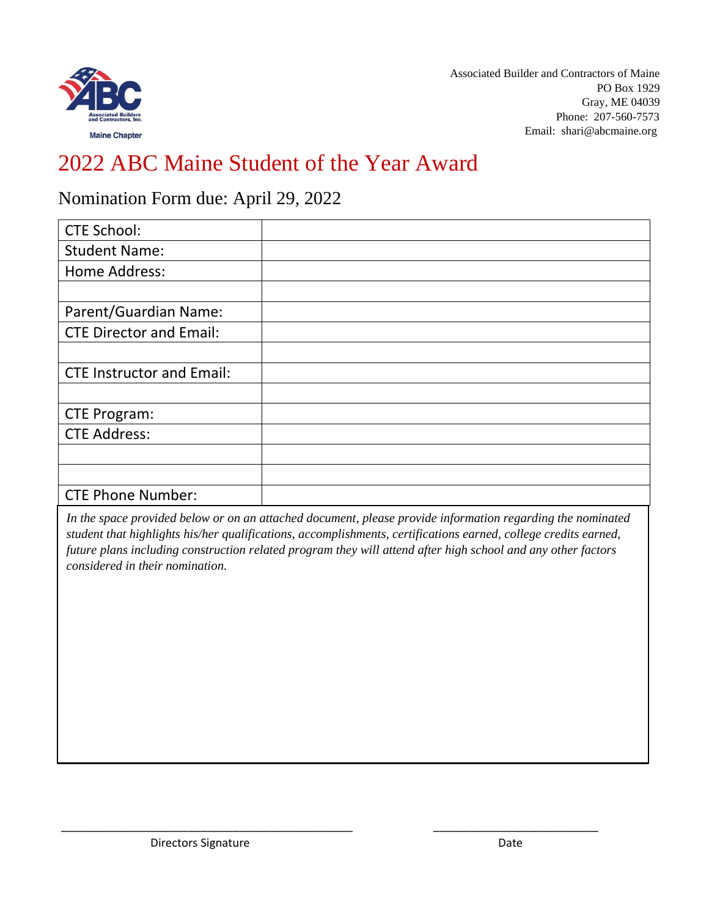Associated Builder and Contractors of Maine
PO Box 1929
Gray, ME 04039
Phone: 207-560-7573
Email: shari@abcmaine.org

# 2022 ABC Maine Student of the Year Award

## Nomination Form due: April 29, 2022

| | |
|---|---|
| CTE School: | |
| Student Name: | |
| Home Address: | |
| | |
| Parent/Guardian Name: | |
| CTE Director and Email: | |
| | |
| CTE Instructor and Email: | |
| | |
| CTE Program: | |
| CTE Address: | |
| | |
| | |
| CTE Phone Number: | |

*In the space provided below or on an attached document, please provide information regarding the nominated student that highlights his/her qualifications, accomplishments, certifications earned, college credits earned, future plans including construction related program they will attend after high school and any other factors considered in their nomination.*

\_\_\_\_\_\_\_\_\_\_\_\_\_\_\_\_\_\_\_\_\_\_\_\_\_\_\_\_\_\_\_\_\_\_\_\_\_\_\_\_\_\_\_\_ \_\_\_\_\_\_\_\_\_\_\_\_\_\_\_\_\_\_\_\_\_\_\_\_\_\_\_

Directors Signature Date